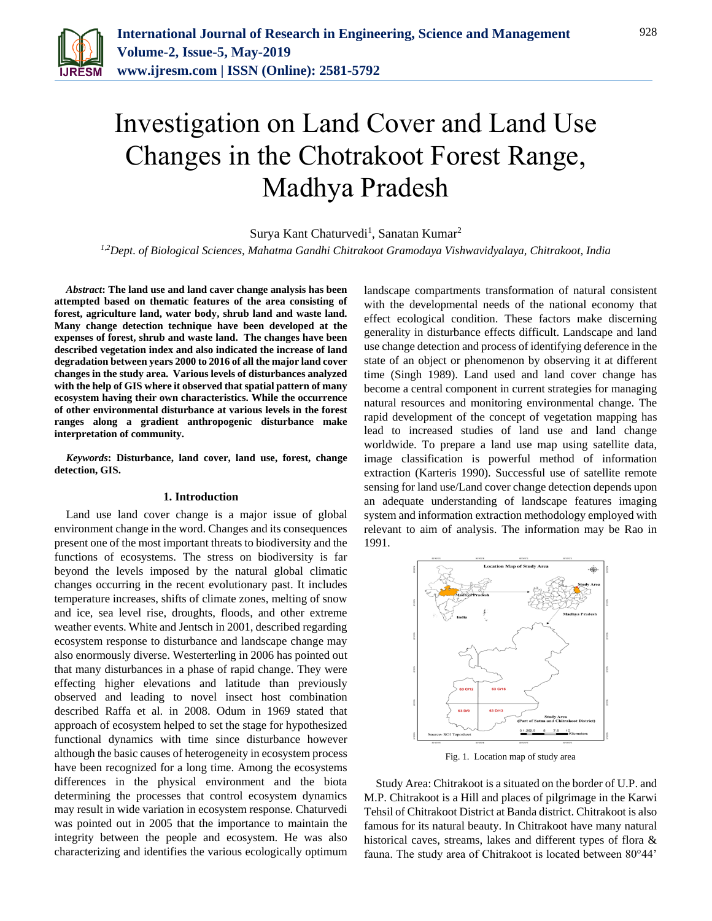# Investigation on Land Cover and Land Use Changes in the Chotrakoot Forest Range, Madhya Pradesh

Surya Kant Chaturvedi[1], Sanatan Kumar[2]

[1,2]*Dept. of Biological Sciences, Mahatma Gandhi Chitrakoot Gramodaya Vishwavidyalaya, Chitrakoot, India*

***Abstract*: The land use and land caver change analysis has been attempted based on thematic features of the area consisting of forest, agriculture land, water body, shrub land and waste land. Many change detection technique have been developed at the expenses of forest, shrub and waste land. The changes have been described vegetation index and also indicated the increase of land degradation between years 2000 to 2016 of all the major land cover changes in the study area. Various levels of disturbances analyzed with the help of GIS where it observed that spatial pattern of many ecosystem having their own characteristics. While the occurrence of other environmental disturbance at various levels in the forest ranges along a gradient anthropogenic disturbance make interpretation of community.**

***Keywords*: Disturbance, land cover, land use, forest, change detection, GIS.**

## 1. Introduction

Land use land cover change is a major issue of global environment change in the word. Changes and its consequences present one of the most important threats to biodiversity and the functions of ecosystems. The stress on biodiversity is far beyond the levels imposed by the natural global climatic changes occurring in the recent evolutionary past. It includes temperature increases, shifts of climate zones, melting of snow and ice, sea level rise, droughts, floods, and other extreme weather events. White and Jentsch in 2001, described regarding ecosystem response to disturbance and landscape change may also enormously diverse. Westerterling in 2006 has pointed out that many disturbances in a phase of rapid change. They were effecting higher elevations and latitude than previously observed and leading to novel insect host combination described Raffa et al. in 2008. Odum in 1969 stated that approach of ecosystem helped to set the stage for hypothesized functional dynamics with time since disturbance however although the basic causes of heterogeneity in ecosystem process have been recognized for a long time. Among the ecosystems differences in the physical environment and the biota determining the processes that control ecosystem dynamics may result in wide variation in ecosystem response. Chaturvedi was pointed out in 2005 that the importance to maintain the integrity between the people and ecosystem. He was also characterizing and identifies the various ecologically optimum landscape compartments transformation of natural consistent with the developmental needs of the national economy that effect ecological condition. These factors make discerning generality in disturbance effects difficult. Landscape and land use change detection and process of identifying deference in the state of an object or phenomenon by observing it at different time (Singh 1989). Land used and land cover change has become a central component in current strategies for managing natural resources and monitoring environmental change. The rapid development of the concept of vegetation mapping has lead to increased studies of land use and land change worldwide. To prepare a land use map using satellite data, image classification is powerful method of information extraction (Karteris 1990). Successful use of satellite remote sensing for land use/Land cover change detection depends upon an adequate understanding of landscape features imaging system and information extraction methodology employed with relevant to aim of analysis. The information may be Rao in 1991.

Fig. 1. Location map of study area

Study Area: Chitrakoot is a situated on the border of U.P. and M.P. Chitrakoot is a Hill and places of pilgrimage in the Karwi Tehsil of Chitrakoot District at Banda district. Chitrakoot is also famous for its natural beauty. In Chitrakoot have many natural historical caves, streams, lakes and different types of flora & fauna. The study area of Chitrakoot is located between 80°44'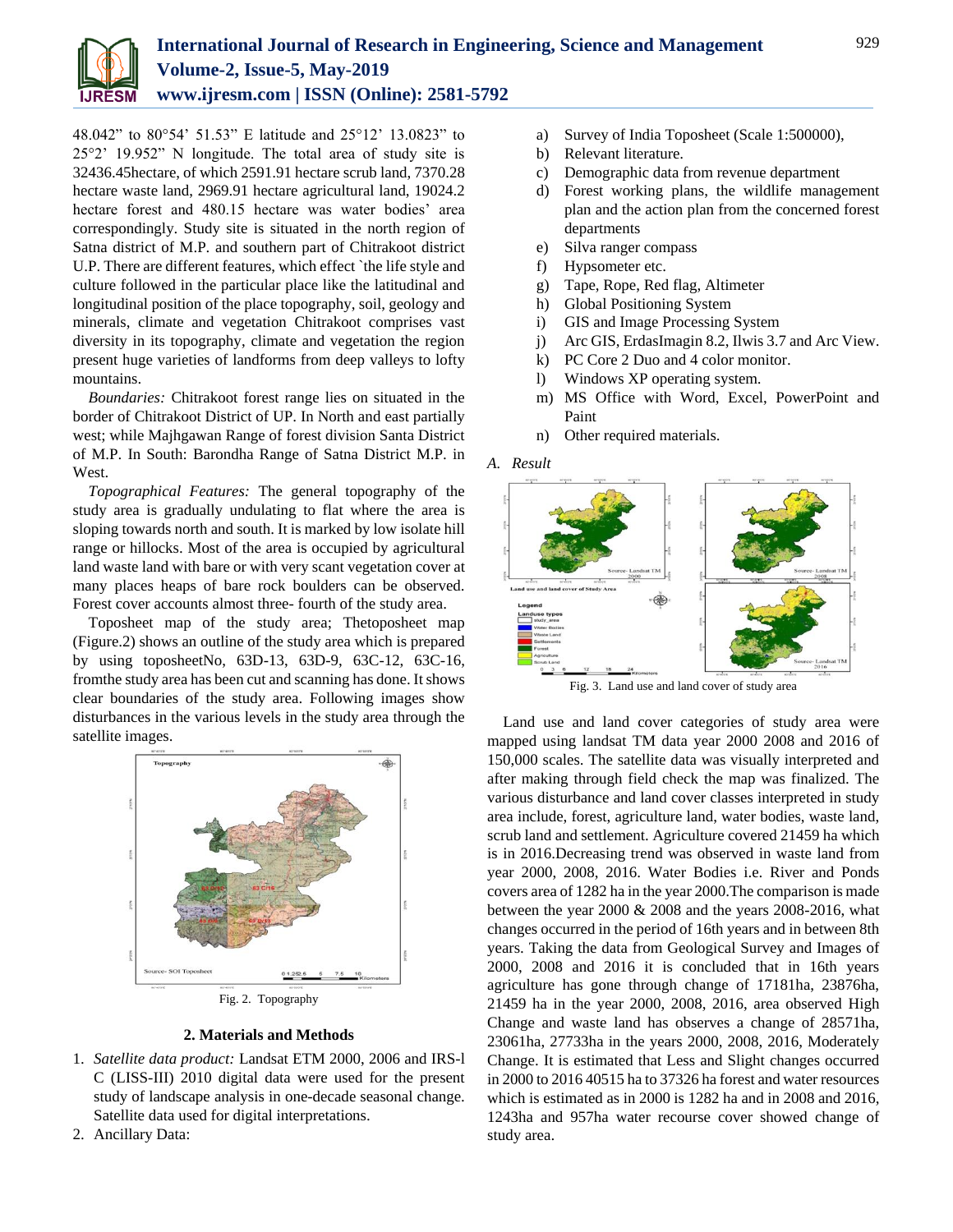48.042" to 80°54' 51.53" E latitude and 25°12' 13.0823" to 25°2' 19.952" N longitude. The total area of study site is 32436.45hectare, of which 2591.91 hectare scrub land, 7370.28 hectare waste land, 2969.91 hectare agricultural land, 19024.2 hectare forest and 480.15 hectare was water bodies' area correspondingly. Study site is situated in the north region of Satna district of M.P. and southern part of Chitrakoot district U.P. There are different features, which effect `the life style and culture followed in the particular place like the latitudinal and longitudinal position of the place topography, soil, geology and minerals, climate and vegetation Chitrakoot comprises vast diversity in its topography, climate and vegetation the region present huge varieties of landforms from deep valleys to lofty mountains.

*Boundaries:* Chitrakoot forest range lies on situated in the border of Chitrakoot District of UP. In North and east partially west; while Majhgawan Range of forest division Santa District of M.P. In South: Barondha Range of Satna District M.P. in West.

*Topographical Features:* The general topography of the study area is gradually undulating to flat where the area is sloping towards north and south. It is marked by low isolate hill range or hillocks. Most of the area is occupied by agricultural land waste land with bare or with very scant vegetation cover at many places heaps of bare rock boulders can be observed. Forest cover accounts almost three- fourth of the study area.

Toposheet map of the study area; Thetoposheet map (Figure.2) shows an outline of the study area which is prepared by using toposheetNo, 63D-13, 63D-9, 63C-12, 63C-16, fromthe study area has been cut and scanning has done. It shows clear boundaries of the study area. Following images show disturbances in the various levels in the study area through the satellite images.

Fig. 2. Topography

## 2. Materials and Methods

1. *Satellite data product:* Landsat ETM 2000, 2006 and IRS-l C (LISS-III) 2010 digital data were used for the present study of landscape analysis in one-decade seasonal change. Satellite data used for digital interpretations.
2. Ancillary Data:

   a) Survey of India Toposheet (Scale 1:500000),
   b) Relevant literature.
   c) Demographic data from revenue department
   d) Forest working plans, the wildlife management plan and the action plan from the concerned forest departments
   e) Silva ranger compass
   f) Hypsometer etc.
   g) Tape, Rope, Red flag, Altimeter
   h) Global Positioning System
   i) GIS and Image Processing System
   j) Arc GIS, ErdasImagin 8.2, Ilwis 3.7 and Arc View.
   k) PC Core 2 Duo and 4 color monitor.
   l) Windows XP operating system.
   m) MS Office with Word, Excel, PowerPoint and Paint
   n) Other required materials.

### A. Result

Fig. 3. Land use and land cover of study area

Land use and land cover categories of study area were mapped using landsat TM data year 2000 2008 and 2016 of 150,000 scales. The satellite data was visually interpreted and after making through field check the map was finalized. The various disturbance and land cover classes interpreted in study area include, forest, agriculture land, water bodies, waste land, scrub land and settlement. Agriculture covered 21459 ha which is in 2016.Decreasing trend was observed in waste land from year 2000, 2008, 2016. Water Bodies i.e. River and Ponds covers area of 1282 ha in the year 2000.The comparison is made between the year 2000 & 2008 and the years 2008-2016, what changes occurred in the period of 16th years and in between 8th years. Taking the data from Geological Survey and Images of 2000, 2008 and 2016 it is concluded that in 16th years agriculture has gone through change of 17181ha, 23876ha, 21459 ha in the year 2000, 2008, 2016, area observed High Change and waste land has observes a change of 28571ha, 23061ha, 27733ha in the years 2000, 2008, 2016, Moderately Change. It is estimated that Less and Slight changes occurred in 2000 to 2016 40515 ha to 37326 ha forest and water resources which is estimated as in 2000 is 1282 ha and in 2008 and 2016, 1243ha and 957ha water recourse cover showed change of study area.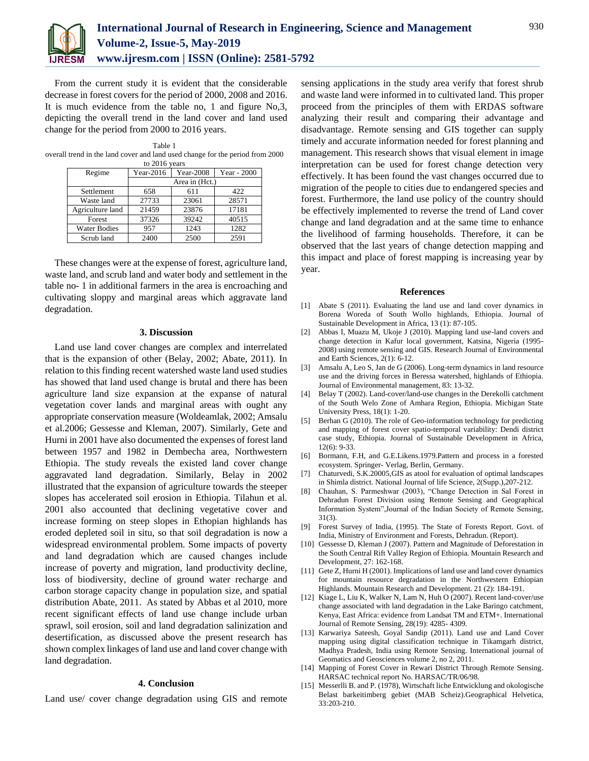From the current study it is evident that the considerable decrease in forest covers for the period of 2000, 2008 and 2016. It is much evidence from the table no, 1 and figure No,3, depicting the overall trend in the land cover and land used change for the period from 2000 to 2016 years.

Table 1
overall trend in the land cover and land used change for the period from 2000 to 2016 years

| Regime | Year-2016 | Year-2008 | Year - 2000 |
|---|---|---|---|
| | Area in (Hct.) | | |
| Settlement | 658 | 611 | 422 |
| Waste land | 27733 | 23061 | 28571 |
| Agriculture land | 21459 | 23876 | 17181 |
| Forest | 37326 | 39242 | 40515 |
| Water Bodies | 957 | 1243 | 1282 |
| Scrub land | 2400 | 2500 | 2591 |

These changes were at the expense of forest, agriculture land, waste land, and scrub land and water body and settlement in the table no- 1 in additional farmers in the area is encroaching and cultivating sloppy and marginal areas which aggravate land degradation.

## 3. Discussion

Land use land cover changes are complex and interrelated that is the expansion of other (Belay, 2002; Abate, 2011). In relation to this finding recent watershed waste land used studies has showed that land used change is brutal and there has been agriculture land size expansion at the expanse of natural vegetation cover lands and marginal areas with ought any appropriate conservation measure (Woldeamlak, 2002; Amsalu et al.2006; Gessesse and Kleman, 2007). Similarly, Gete and Hurni in 2001 have also documented the expenses of forest land between 1957 and 1982 in Dembecha area, Northwestern Ethiopia. The study reveals the existed land cover change aggravated land degradation. Similarly, Belay in 2002 illustrated that the expansion of agriculture towards the steeper slopes has accelerated soil erosion in Ethiopia. Tilahun et al. 2001 also accounted that declining vegetative cover and increase forming on steep slopes in Ethopian highlands has eroded depleted soil in situ, so that soil degradation is now a widespread environmental problem. Some impacts of poverty and land degradation which are caused changes include increase of poverty and migration, land productivity decline, loss of biodiversity, decline of ground water recharge and carbon storage capacity change in population size, and spatial distribution Abate, 2011. As stated by Abbas et al 2010, more recent significant effects of land use change include urban sprawl, soil erosion, soil and land degradation salinization and desertification, as discussed above the present research has shown complex linkages of land use and land cover change with land degradation.

## 4. Conclusion

Land use/ cover change degradation using GIS and remote sensing applications in the study area verify that forest shrub and waste land were informed in to cultivated land. This proper proceed from the principles of them with ERDAS software analyzing their result and comparing their advantage and disadvantage. Remote sensing and GIS together can supply timely and accurate information needed for forest planning and management. This research shows that visual element in image interpretation can be used for forest change detection very effectively. It has been found the vast changes occurred due to migration of the people to cities due to endangered species and forest. Furthermore, the land use policy of the country should be effectively implemented to reverse the trend of Land cover change and land degradation and at the same time to enhance the livelihood of farming households. Therefore, it can be observed that the last years of change detection mapping and this impact and place of forest mapping is increasing year by year.

## References

[1] Abate S (2011). Evaluating the land use and land cover dynamics in Borena Woreda of South Wollo highlands, Ethiopia. Journal of Sustainable Development in Africa, 13 (1): 87-105.

[2] Abbas I, Muazu M, Ukoje J (2010). Mapping land use-land covers and change detection in Kafur local government, Katsina, Nigeria (1995-2008) using remote sensing and GIS. Research Journal of Environmental and Earth Sciences, 2(1): 6-12.

[3] Amsalu A, Leo S, Jan de G (2006). Long-term dynamics in land resource use and the driving forces in Beressa watershed, highlands of Ethiopia. Journal of Environmental management, 83: 13-32.

[4] Belay T (2002). Land-cover/land-use changes in the Derekolli catchment of the South Welo Zone of Amhara Region, Ethiopia. Michigan State University Press, 18(1): 1-20.

[5] Berhan G (2010). The role of Geo-information technology for predicting and mapping of forest cover spatio-temporal variability: Dendi district case study, Ethiopia. Journal of Sustainable Development in Africa, 12(6): 9-33.

[6] Bormann, F.H, and G.E.Likens.1979.Pattern and process in a forested ecosystem. Springer- Verlag, Berlin, Germany.

[7] Chaturvedi, S.K.20005,GIS as atool for evaluation of optimal landscapes in Shimla district. National Journal of life Science, 2(Supp.),207-212.

[8] Chauhan, S. Parmeshwar (2003), "Change Detection in Sal Forest in Dehradun Forest Division using Remote Sensing and Geographical Information System",Journal of the Indian Society of Remote Sensing, 31(3).

[9] Forest Survey of India, (1995). The State of Forests Report. Govt. of India, Ministry of Environment and Forests, Dehradun. (Report).

[10] Gessesse D, Kleman J (2007). Pattern and Magnitude of Deforestation in the South Central Rift Valley Region of Ethiopia. Mountain Research and Development, 27: 162-168.

[11] Gete Z, Hurni H (2001). Implications of land use and land cover dynamics for mountain resource degradation in the Northwestern Ethiopian Highlands. Mountain Research and Development. 21 (2): 184-191.

[12] Kiage L, Liu K, Walker N, Lam N, Huh O (2007). Recent land-cover/use change associated with land degradation in the Lake Baringo catchment, Kenya, East Africa: evidence from Landsat TM and ETM+. International Journal of Remote Sensing, 28(19): 4285- 4309.

[13] Karwariya Sateesh, Goyal Sandip (2011). Land use and Land Cover mapping using digital classification technique in Tikamgarh district, Madhya Pradesh, India using Remote Sensing. International journal of Geomatics and Geosciences volume 2, no 2, 2011.

[14] Mapping of Forest Cover in Rewari District Through Remote Sensing. HARSAC technical report No. HARSAC/TR/06/98.

[15] Messerlli B. and P. (1978), Wirtschaft liche Entwicklung and okologische Belast barkeitimberg gebiet (MAB Scheiz).Geographical Helvetica, 33:203-210.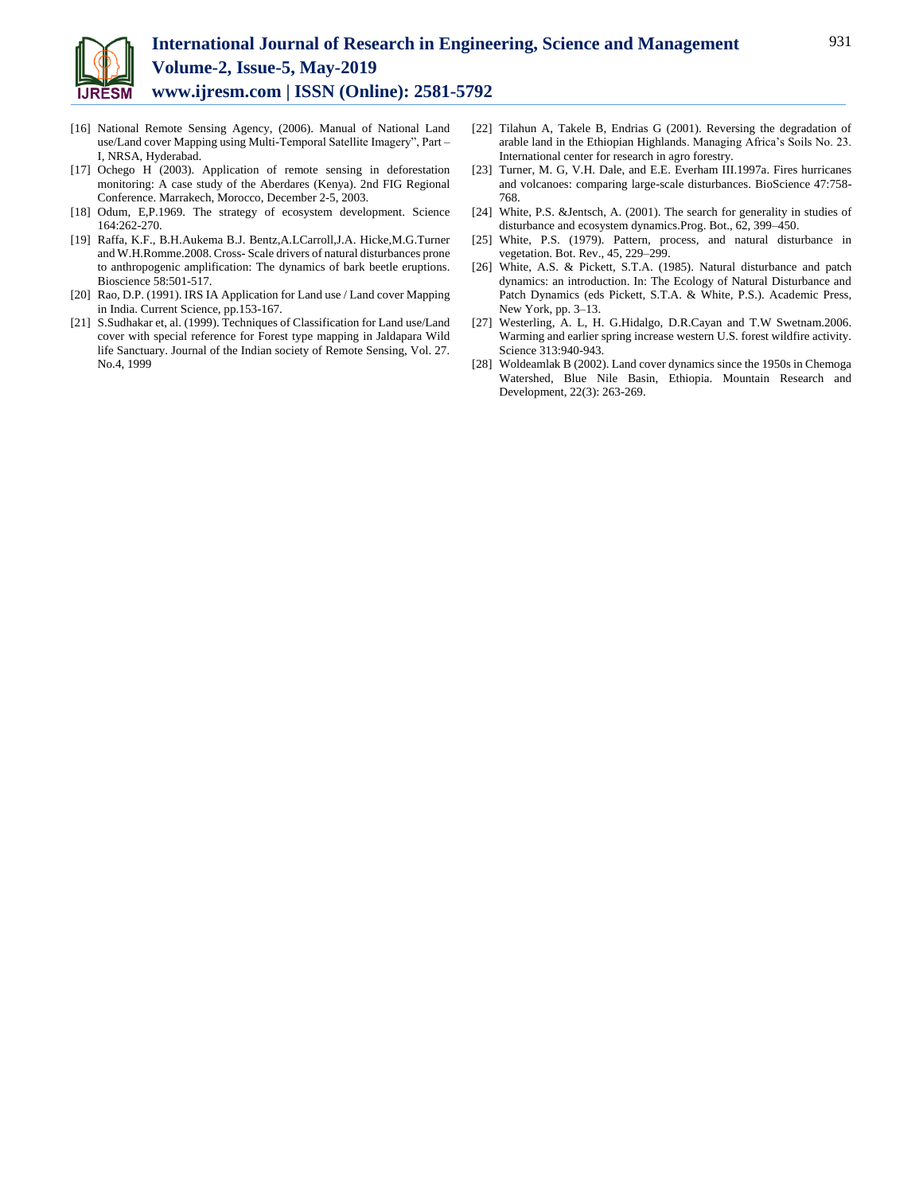[16] National Remote Sensing Agency, (2006). Manual of National Land use/Land cover Mapping using Multi-Temporal Satellite Imagery", Part – I, NRSA, Hyderabad.

[17] Ochego H (2003). Application of remote sensing in deforestation monitoring: A case study of the Aberdares (Kenya). 2nd FIG Regional Conference. Marrakech, Morocco, December 2-5, 2003.

[18] Odum, E,P.1969. The strategy of ecosystem development. Science 164:262-270.

[19] Raffa, K.F., B.H.Aukema B.J. Bentz,A.LCarroll,J.A. Hicke,M.G.Turner and W.H.Romme.2008. Cross- Scale drivers of natural disturbances prone to anthropogenic amplification: The dynamics of bark beetle eruptions. Bioscience 58:501-517.

[20] Rao, D.P. (1991). IRS IA Application for Land use / Land cover Mapping in India. Current Science, pp.153-167.

[21] S.Sudhakar et, al. (1999). Techniques of Classification for Land use/Land cover with special reference for Forest type mapping in Jaldapara Wild life Sanctuary. Journal of the Indian society of Remote Sensing, Vol. 27. No.4, 1999

[22] Tilahun A, Takele B, Endrias G (2001). Reversing the degradation of arable land in the Ethiopian Highlands. Managing Africa's Soils No. 23. International center for research in agro forestry.

[23] Turner, M. G, V.H. Dale, and E.E. Everham III.1997a. Fires hurricanes and volcanoes: comparing large-scale disturbances. BioScience 47:758-768.

[24] White, P.S. &Jentsch, A. (2001). The search for generality in studies of disturbance and ecosystem dynamics.Prog. Bot., 62, 399–450.

[25] White, P.S. (1979). Pattern, process, and natural disturbance in vegetation. Bot. Rev., 45, 229–299.

[26] White, A.S. & Pickett, S.T.A. (1985). Natural disturbance and patch dynamics: an introduction. In: The Ecology of Natural Disturbance and Patch Dynamics (eds Pickett, S.T.A. & White, P.S.). Academic Press, New York, pp. 3–13.

[27] Westerling, A. L, H. G.Hidalgo, D.R.Cayan and T.W Swetnam.2006. Warming and earlier spring increase western U.S. forest wildfire activity. Science 313:940-943.

[28] Woldeamlak B (2002). Land cover dynamics since the 1950s in Chemoga Watershed, Blue Nile Basin, Ethiopia. Mountain Research and Development, 22(3): 263-269.